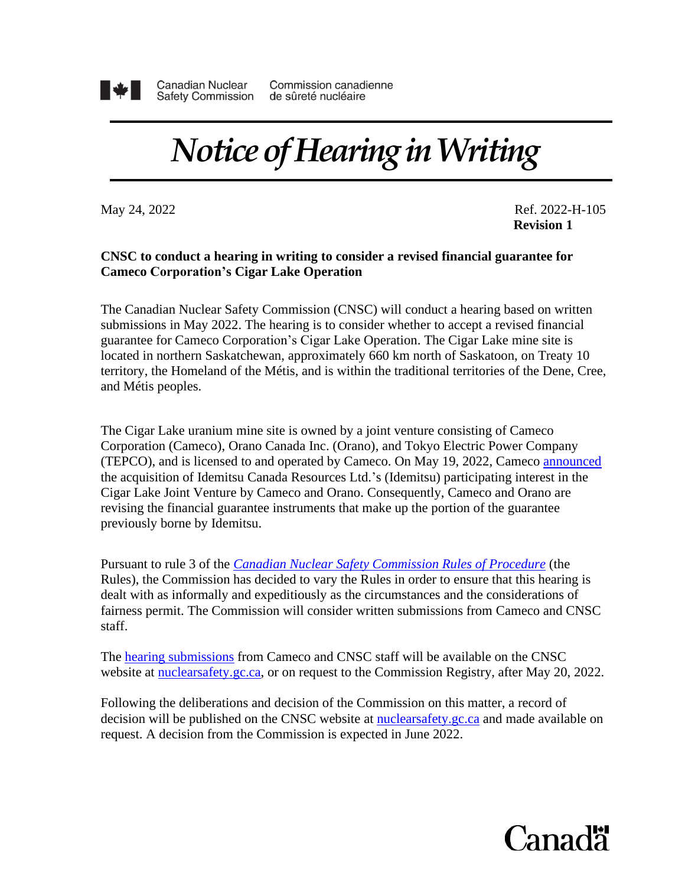Canadian Nuclear Safety Commission | Commission canadienne de sûreté nucléaire

# *Notice of Hearing in Writing*

May 24, 2022

Ref. 2022-H-105
**Revision 1**

**CNSC to conduct a hearing in writing to consider a revised financial guarantee for Cameco Corporation's Cigar Lake Operation**

The Canadian Nuclear Safety Commission (CNSC) will conduct a hearing based on written submissions in May 2022. The hearing is to consider whether to accept a revised financial guarantee for Cameco Corporation's Cigar Lake Operation. The Cigar Lake mine site is located in northern Saskatchewan, approximately 660 km north of Saskatoon, on Treaty 10 territory, the Homeland of the Métis, and is within the traditional territories of the Dene, Cree, and Métis peoples.

The Cigar Lake uranium mine site is owned by a joint venture consisting of Cameco Corporation (Cameco), Orano Canada Inc. (Orano), and Tokyo Electric Power Company (TEPCO), and is licensed to and operated by Cameco. On May 19, 2022, Cameco announced the acquisition of Idemitsu Canada Resources Ltd.'s (Idemitsu) participating interest in the Cigar Lake Joint Venture by Cameco and Orano. Consequently, Cameco and Orano are revising the financial guarantee instruments that make up the portion of the guarantee previously borne by Idemitsu.

Pursuant to rule 3 of the *Canadian Nuclear Safety Commission Rules of Procedure* (the Rules), the Commission has decided to vary the Rules in order to ensure that this hearing is dealt with as informally and expeditiously as the circumstances and the considerations of fairness permit. The Commission will consider written submissions from Cameco and CNSC staff.

The hearing submissions from Cameco and CNSC staff will be available on the CNSC website at nuclearsafety.gc.ca, or on request to the Commission Registry, after May 20, 2022.

Following the deliberations and decision of the Commission on this matter, a record of decision will be published on the CNSC website at nuclearsafety.gc.ca and made available on request. A decision from the Commission is expected in June 2022.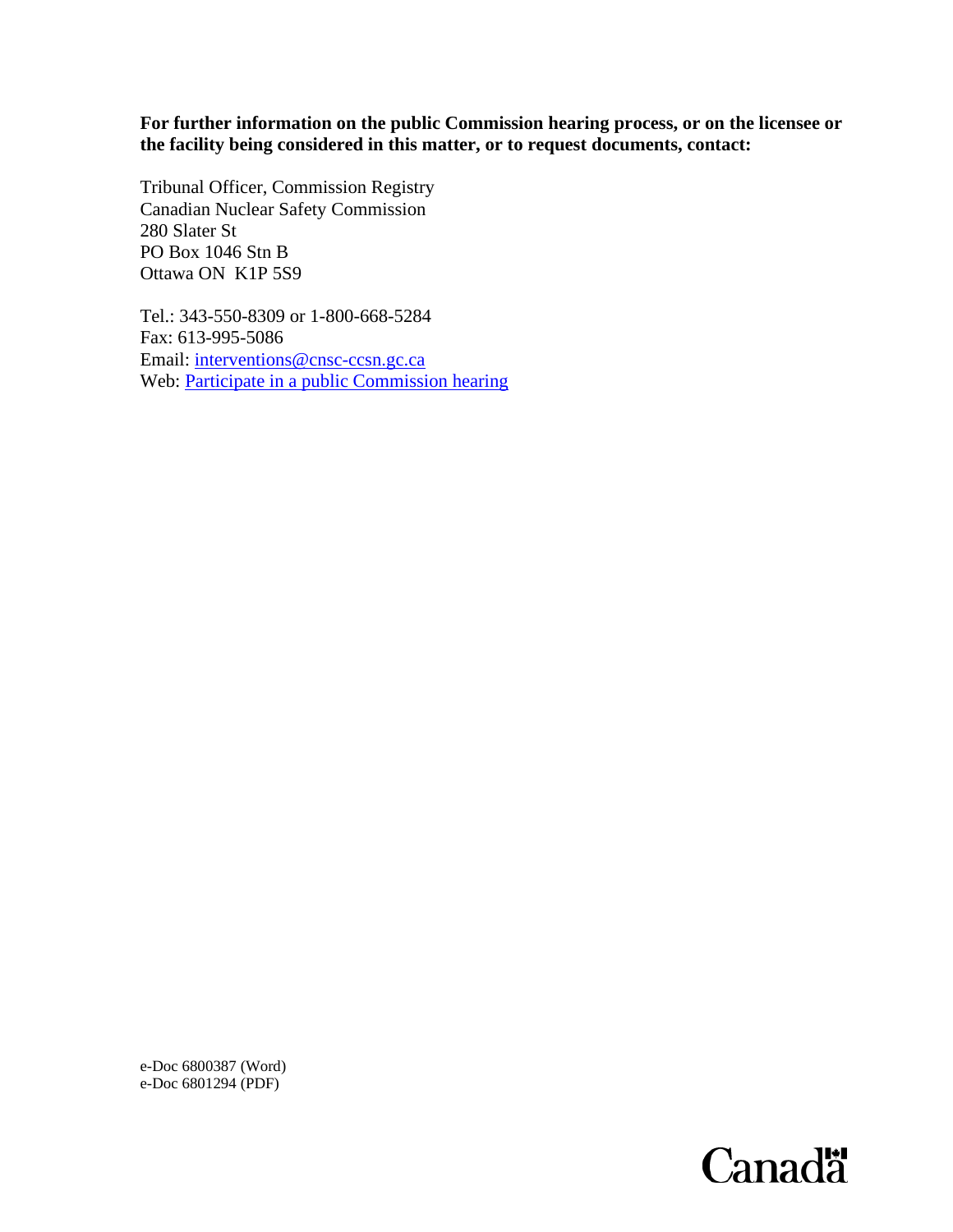**For further information on the public Commission hearing process, or on the licensee or the facility being considered in this matter, or to request documents, contact:**

Tribunal Officer, Commission Registry
Canadian Nuclear Safety Commission
280 Slater St
PO Box 1046 Stn B
Ottawa ON K1P 5S9

Tel.: 343-550-8309 or 1-800-668-5284
Fax: 613-995-5086
Email: interventions@cnsc-ccsn.gc.ca
Web: Participate in a public Commission hearing

e-Doc 6800387 (Word)
e-Doc 6801294 (PDF)

Canada